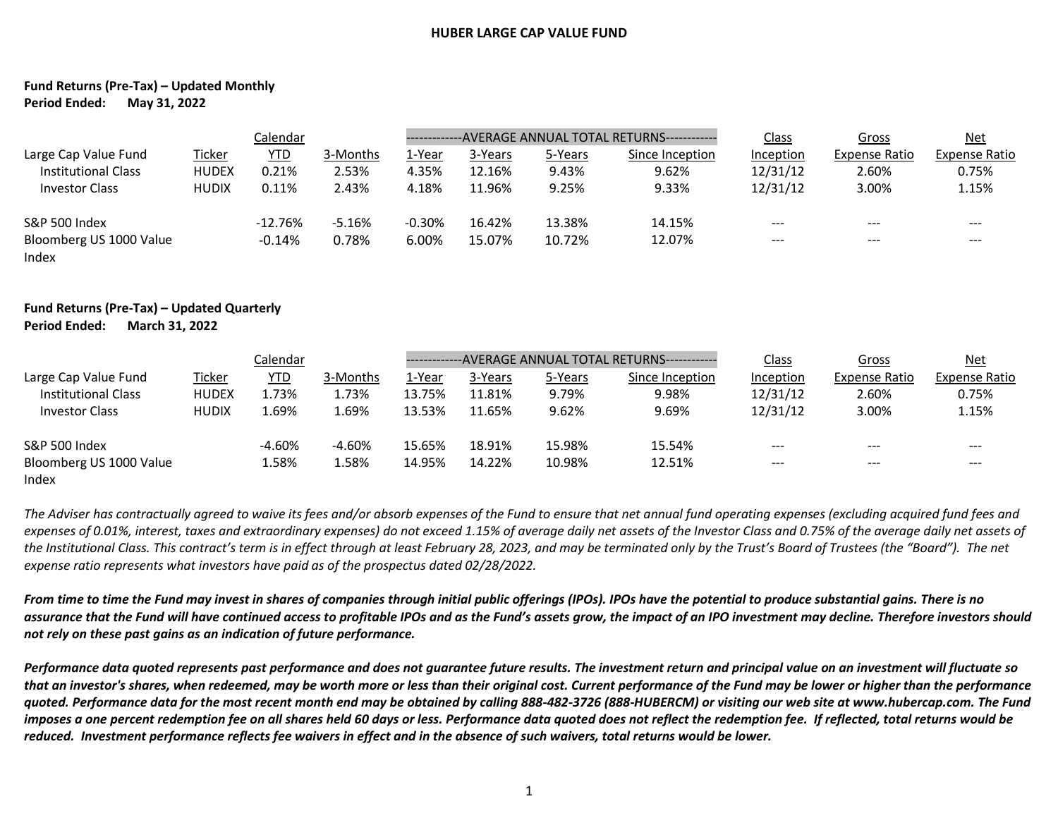# HUBER LARGE CAP VALUE FUND

**Fund Returns (Pre-Tax) – Updated Monthly**
**Period Ended: May 31, 2022**

| Large Cap Value Fund | Ticker | Calendar YTD | 3-Months | AVERAGE ANNUAL TOTAL RETURNS 1-Year | 3-Years | 5-Years | Since Inception | Class Inception | Gross Expense Ratio | Net Expense Ratio |
|---|---|---|---|---|---|---|---|---|---|---|
| Institutional Class | HUDEX | 0.21% | 2.53% | 4.35% | 12.16% | 9.43% | 9.62% | 12/31/12 | 2.60% | 0.75% |
| Investor Class | HUDIX | 0.11% | 2.43% | 4.18% | 11.96% | 9.25% | 9.33% | 12/31/12 | 3.00% | 1.15% |
| S&P 500 Index | | -12.76% | -5.16% | -0.30% | 16.42% | 13.38% | 14.15% | --- | --- | --- |
| Bloomberg US 1000 Value Index | | -0.14% | 0.78% | 6.00% | 15.07% | 10.72% | 12.07% | --- | --- | --- |

**Fund Returns (Pre-Tax) – Updated Quarterly**
**Period Ended: March 31, 2022**

| Large Cap Value Fund | Ticker | Calendar YTD | 3-Months | AVERAGE ANNUAL TOTAL RETURNS 1-Year | 3-Years | 5-Years | Since Inception | Class Inception | Gross Expense Ratio | Net Expense Ratio |
|---|---|---|---|---|---|---|---|---|---|---|
| Institutional Class | HUDEX | 1.73% | 1.73% | 13.75% | 11.81% | 9.79% | 9.98% | 12/31/12 | 2.60% | 0.75% |
| Investor Class | HUDIX | 1.69% | 1.69% | 13.53% | 11.65% | 9.62% | 9.69% | 12/31/12 | 3.00% | 1.15% |
| S&P 500 Index | | -4.60% | -4.60% | 15.65% | 18.91% | 15.98% | 15.54% | --- | --- | --- |
| Bloomberg US 1000 Value Index | | 1.58% | 1.58% | 14.95% | 14.22% | 10.98% | 12.51% | --- | --- | --- |

*The Adviser has contractually agreed to waive its fees and/or absorb expenses of the Fund to ensure that net annual fund operating expenses (excluding acquired fund fees and expenses of 0.01%, interest, taxes and extraordinary expenses) do not exceed 1.15% of average daily net assets of the Investor Class and 0.75% of the average daily net assets of the Institutional Class. This contract's term is in effect through at least February 28, 2023, and may be terminated only by the Trust's Board of Trustees (the "Board"). The net expense ratio represents what investors have paid as of the prospectus dated 02/28/2022.*

***From time to time the Fund may invest in shares of companies through initial public offerings (IPOs). IPOs have the potential to produce substantial gains. There is no assurance that the Fund will have continued access to profitable IPOs and as the Fund's assets grow, the impact of an IPO investment may decline. Therefore investors should not rely on these past gains as an indication of future performance.***

***Performance data quoted represents past performance and does not guarantee future results. The investment return and principal value on an investment will fluctuate so that an investor's shares, when redeemed, may be worth more or less than their original cost. Current performance of the Fund may be lower or higher than the performance quoted. Performance data for the most recent month end may be obtained by calling 888-482-3726 (888-HUBERCM) or visiting our web site at www.hubercap.com. The Fund imposes a one percent redemption fee on all shares held 60 days or less. Performance data quoted does not reflect the redemption fee. If reflected, total returns would be reduced. Investment performance reflects fee waivers in effect and in the absence of such waivers, total returns would be lower.***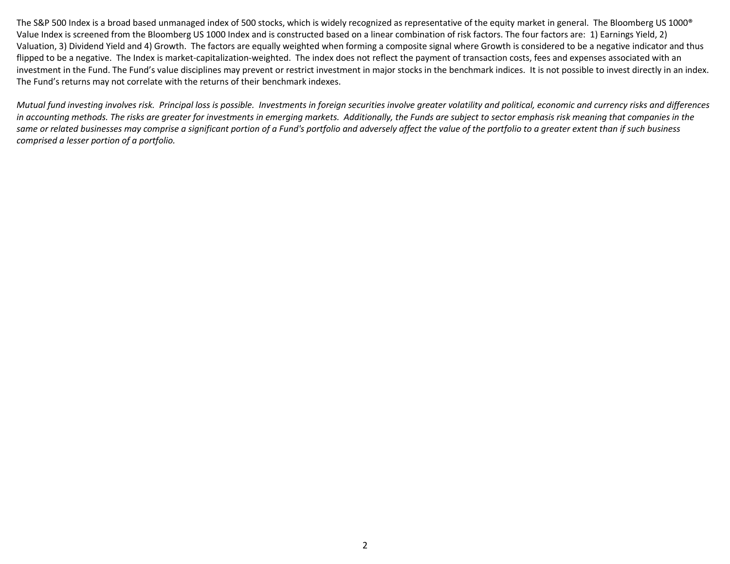The S&P 500 Index is a broad based unmanaged index of 500 stocks, which is widely recognized as representative of the equity market in general. The Bloomberg US 1000® Value Index is screened from the Bloomberg US 1000 Index and is constructed based on a linear combination of risk factors. The four factors are: 1) Earnings Yield, 2) Valuation, 3) Dividend Yield and 4) Growth. The factors are equally weighted when forming a composite signal where Growth is considered to be a negative indicator and thus flipped to be a negative. The Index is market-capitalization-weighted. The index does not reflect the payment of transaction costs, fees and expenses associated with an investment in the Fund. The Fund's value disciplines may prevent or restrict investment in major stocks in the benchmark indices. It is not possible to invest directly in an index. The Fund's returns may not correlate with the returns of their benchmark indexes.

*Mutual fund investing involves risk. Principal loss is possible. Investments in foreign securities involve greater volatility and political, economic and currency risks and differences in accounting methods. The risks are greater for investments in emerging markets. Additionally, the Funds are subject to sector emphasis risk meaning that companies in the same or related businesses may comprise a significant portion of a Fund's portfolio and adversely affect the value of the portfolio to a greater extent than if such business comprised a lesser portion of a portfolio.*